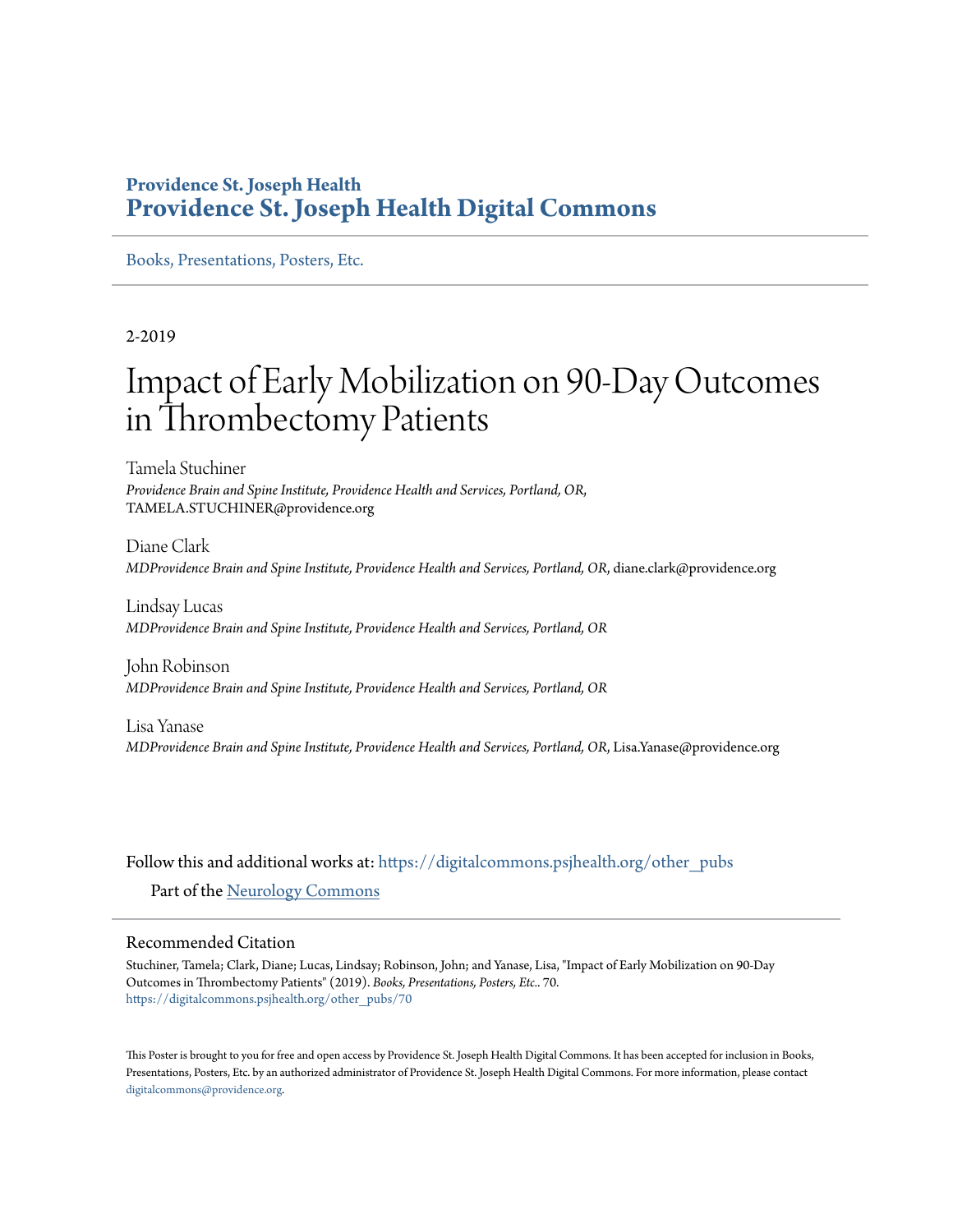**Providence St. Joseph Health**
**Providence St. Joseph Health Digital Commons**

Books, Presentations, Posters, Etc.

2-2019

# Impact of Early Mobilization on 90-Day Outcomes in Thrombectomy Patients

Tamela Stuchiner
*Providence Brain and Spine Institute, Providence Health and Services, Portland, OR*, TAMELA.STUCHINER@providence.org

Diane Clark
*MDProvidence Brain and Spine Institute, Providence Health and Services, Portland, OR*, diane.clark@providence.org

Lindsay Lucas
*MDProvidence Brain and Spine Institute, Providence Health and Services, Portland, OR*

John Robinson
*MDProvidence Brain and Spine Institute, Providence Health and Services, Portland, OR*

Lisa Yanase
*MDProvidence Brain and Spine Institute, Providence Health and Services, Portland, OR*, Lisa.Yanase@providence.org

Follow this and additional works at: https://digitalcommons.psjhealth.org/other_pubs

Part of the Neurology Commons

## Recommended Citation

Stuchiner, Tamela; Clark, Diane; Lucas, Lindsay; Robinson, John; and Yanase, Lisa, "Impact of Early Mobilization on 90-Day Outcomes in Thrombectomy Patients" (2019). *Books, Presentations, Posters, Etc.*. 70.
https://digitalcommons.psjhealth.org/other_pubs/70

This Poster is brought to you for free and open access by Providence St. Joseph Health Digital Commons. It has been accepted for inclusion in Books, Presentations, Posters, Etc. by an authorized administrator of Providence St. Joseph Health Digital Commons. For more information, please contact digitalcommons@providence.org.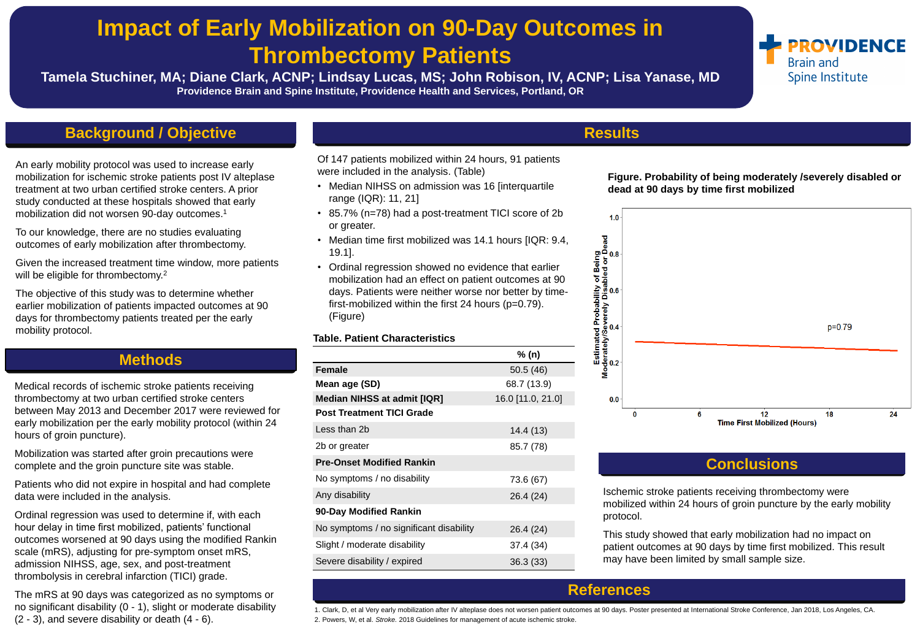# Impact of Early Mobilization on 90-Day Outcomes in Thrombectomy Patients

**Tamela Stuchiner, MA; Diane Clark, ACNP; Lindsay Lucas, MS; John Robison, IV, ACNP; Lisa Yanase, MD**

**Providence Brain and Spine Institute, Providence Health and Services, Portland, OR**

PROVIDENCE Brain and Spine Institute

## Background / Objective

An early mobility protocol was used to increase early mobilization for ischemic stroke patients post IV alteplase treatment at two urban certified stroke centers. A prior study conducted at these hospitals showed that early mobilization did not worsen 90-day outcomes.[1]

To our knowledge, there are no studies evaluating outcomes of early mobilization after thrombectomy.

Given the increased treatment time window, more patients will be eligible for thrombectomy.[2]

The objective of this study was to determine whether earlier mobilization of patients impacted outcomes at 90 days for thrombectomy patients treated per the early mobility protocol.

## Methods

Medical records of ischemic stroke patients receiving thrombectomy at two urban certified stroke centers between May 2013 and December 2017 were reviewed for early mobilization per the early mobility protocol (within 24 hours of groin puncture).

Mobilization was started after groin precautions were complete and the groin puncture site was stable.

Patients who did not expire in hospital and had complete data were included in the analysis.

Ordinal regression was used to determine if, with each hour delay in time first mobilized, patients' functional outcomes worsened at 90 days using the modified Rankin scale (mRS), adjusting for pre-symptom onset mRS, admission NIHSS, age, sex, and post-treatment thrombolysis in cerebral infarction (TICI) grade.

The mRS at 90 days was categorized as no symptoms or no significant disability (0 - 1), slight or moderate disability (2 - 3), and severe disability or death (4 - 6).

## Results

Of 147 patients mobilized within 24 hours, 91 patients were included in the analysis. (Table)

- Median NIHSS on admission was 16 [interquartile range (IQR): 11, 21]
- 85.7% (n=78) had a post-treatment TICI score of 2b or greater.
- Median time first mobilized was 14.1 hours [IQR: 9.4, 19.1].
- Ordinal regression showed no evidence that earlier mobilization had an effect on patient outcomes at 90 days. Patients were neither worse nor better by time-first-mobilized within the first 24 hours (p=0.79). (Figure)

**Table. Patient Characteristics**

| | % (n) |
|---|---|
| **Female** | 50.5 (46) |
| **Mean age (SD)** | 68.7 (13.9) |
| **Median NIHSS at admit [IQR]** | 16.0 [11.0, 21.0] |
| **Post Treatment TICI Grade** | |
| Less than 2b | 14.4 (13) |
| 2b or greater | 85.7 (78) |
| **Pre-Onset Modified Rankin** | |
| No symptoms / no disability | 73.6 (67) |
| Any disability | 26.4 (24) |
| **90-Day Modified Rankin** | |
| No symptoms / no significant disability | 26.4 (24) |
| Slight / moderate disability | 37.4 (34) |
| Severe disability / expired | 36.3 (33) |

**Figure. Probability of being moderately /severely disabled or dead at 90 days by time first mobilized**

Estimated Probability of Being Moderately/Severely Disabled or Dead

1.0
0.8
0.6
0.4
0.2
0.0

p=0.79

0
6
12
18
24

Time First Mobilized (Hours)

## Conclusions

Ischemic stroke patients receiving thrombectomy were mobilized within 24 hours of groin puncture by the early mobility protocol.

This study showed that early mobilization had no impact on patient outcomes at 90 days by time first mobilized. This result may have been limited by small sample size.

## References

1. Clark, D, et al Very early mobilization after IV alteplase does not worsen patient outcomes at 90 days. Poster presented at International Stroke Conference, Jan 2018, Los Angeles, CA.
2. Powers, W, et al. *Stroke.* 2018 Guidelines for management of acute ischemic stroke.